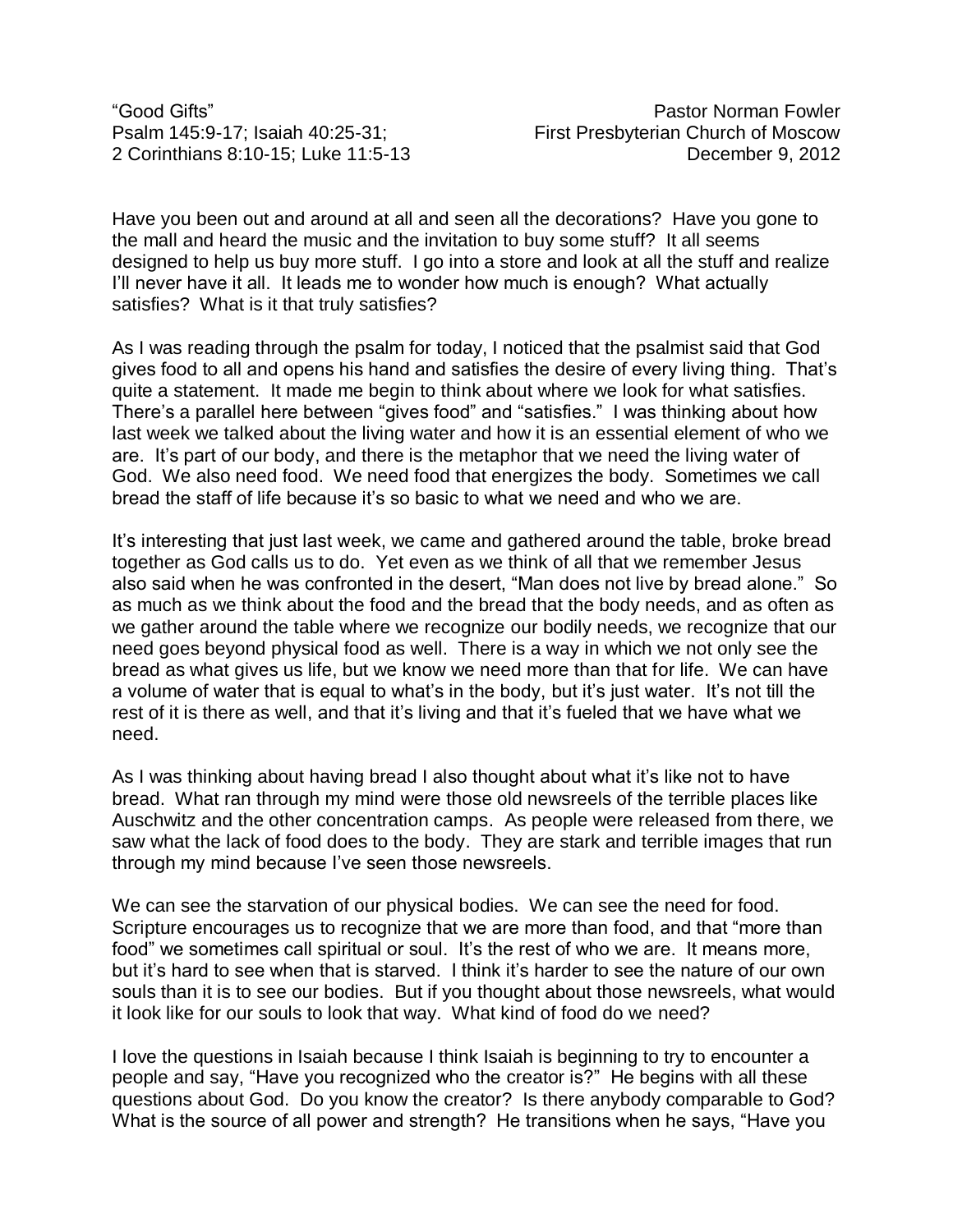“Good Gifts”
Psalm 145:9-17; Isaiah 40:25-31;
2 Corinthians 8:10-15; Luke 11:5-13

Pastor Norman Fowler
First Presbyterian Church of Moscow
December 9, 2012

Have you been out and around at all and seen all the decorations? Have you gone to the mall and heard the music and the invitation to buy some stuff? It all seems designed to help us buy more stuff. I go into a store and look at all the stuff and realize I’ll never have it all. It leads me to wonder how much is enough? What actually satisfies? What is it that truly satisfies?

As I was reading through the psalm for today, I noticed that the psalmist said that God gives food to all and opens his hand and satisfies the desire of every living thing. That’s quite a statement. It made me begin to think about where we look for what satisfies. There’s a parallel here between “gives food” and “satisfies.” I was thinking about how last week we talked about the living water and how it is an essential element of who we are. It’s part of our body, and there is the metaphor that we need the living water of God. We also need food. We need food that energizes the body. Sometimes we call bread the staff of life because it’s so basic to what we need and who we are.

It’s interesting that just last week, we came and gathered around the table, broke bread together as God calls us to do. Yet even as we think of all that we remember Jesus also said when he was confronted in the desert, “Man does not live by bread alone.” So as much as we think about the food and the bread that the body needs, and as often as we gather around the table where we recognize our bodily needs, we recognize that our need goes beyond physical food as well. There is a way in which we not only see the bread as what gives us life, but we know we need more than that for life. We can have a volume of water that is equal to what’s in the body, but it’s just water. It’s not till the rest of it is there as well, and that it’s living and that it’s fueled that we have what we need.

As I was thinking about having bread I also thought about what it’s like not to have bread. What ran through my mind were those old newsreels of the terrible places like Auschwitz and the other concentration camps. As people were released from there, we saw what the lack of food does to the body. They are stark and terrible images that run through my mind because I’ve seen those newsreels.

We can see the starvation of our physical bodies. We can see the need for food. Scripture encourages us to recognize that we are more than food, and that “more than food” we sometimes call spiritual or soul. It’s the rest of who we are. It means more, but it’s hard to see when that is starved. I think it’s harder to see the nature of our own souls than it is to see our bodies. But if you thought about those newsreels, what would it look like for our souls to look that way. What kind of food do we need?

I love the questions in Isaiah because I think Isaiah is beginning to try to encounter a people and say, “Have you recognized who the creator is?” He begins with all these questions about God. Do you know the creator? Is there anybody comparable to God? What is the source of all power and strength? He transitions when he says, “Have you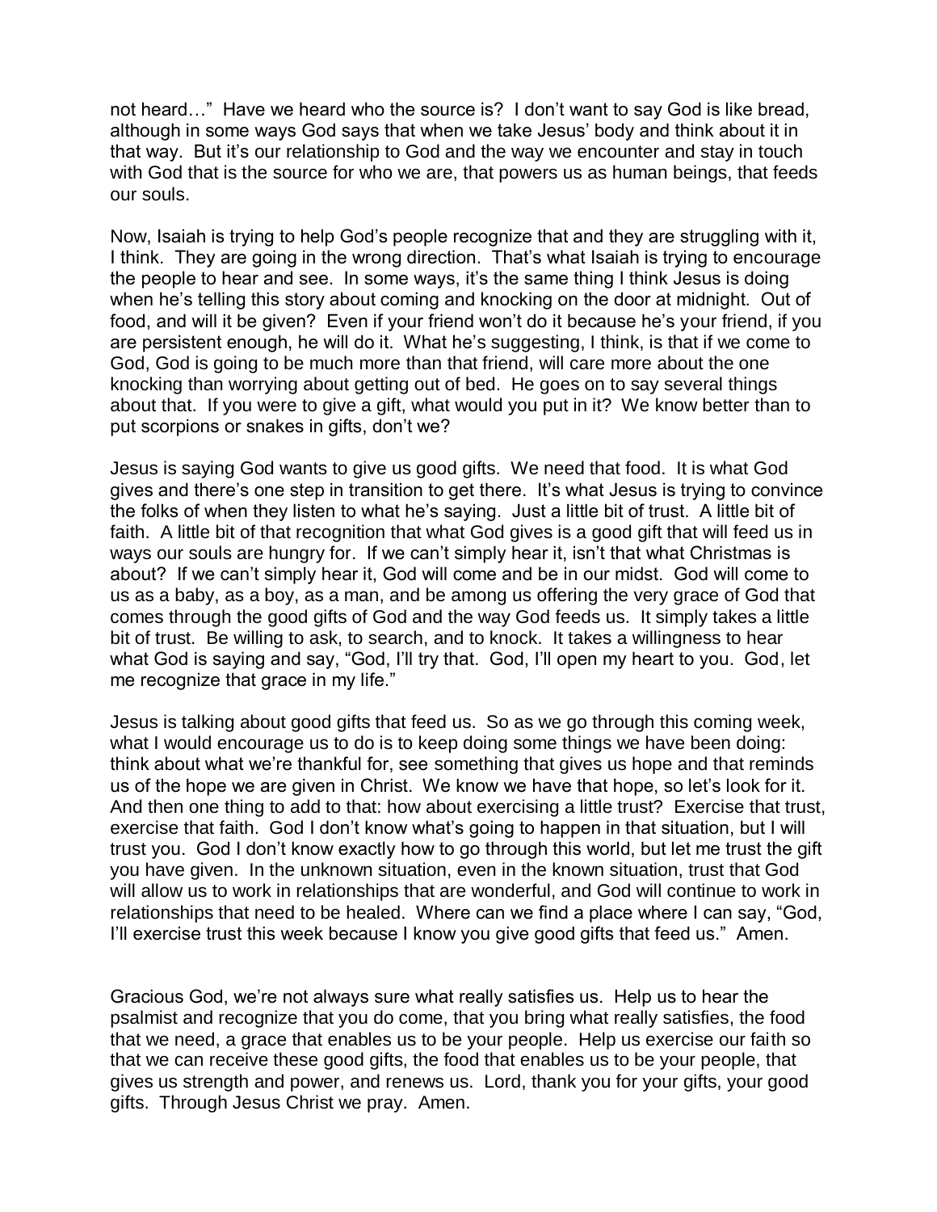not heard…" Have we heard who the source is? I don't want to say God is like bread, although in some ways God says that when we take Jesus' body and think about it in that way. But it's our relationship to God and the way we encounter and stay in touch with God that is the source for who we are, that powers us as human beings, that feeds our souls.

Now, Isaiah is trying to help God's people recognize that and they are struggling with it, I think. They are going in the wrong direction. That's what Isaiah is trying to encourage the people to hear and see. In some ways, it's the same thing I think Jesus is doing when he's telling this story about coming and knocking on the door at midnight. Out of food, and will it be given? Even if your friend won't do it because he's your friend, if you are persistent enough, he will do it. What he's suggesting, I think, is that if we come to God, God is going to be much more than that friend, will care more about the one knocking than worrying about getting out of bed. He goes on to say several things about that. If you were to give a gift, what would you put in it? We know better than to put scorpions or snakes in gifts, don't we?

Jesus is saying God wants to give us good gifts. We need that food. It is what God gives and there's one step in transition to get there. It's what Jesus is trying to convince the folks of when they listen to what he's saying. Just a little bit of trust. A little bit of faith. A little bit of that recognition that what God gives is a good gift that will feed us in ways our souls are hungry for. If we can't simply hear it, isn't that what Christmas is about? If we can't simply hear it, God will come and be in our midst. God will come to us as a baby, as a boy, as a man, and be among us offering the very grace of God that comes through the good gifts of God and the way God feeds us. It simply takes a little bit of trust. Be willing to ask, to search, and to knock. It takes a willingness to hear what God is saying and say, "God, I'll try that. God, I'll open my heart to you. God, let me recognize that grace in my life."

Jesus is talking about good gifts that feed us. So as we go through this coming week, what I would encourage us to do is to keep doing some things we have been doing: think about what we're thankful for, see something that gives us hope and that reminds us of the hope we are given in Christ. We know we have that hope, so let's look for it. And then one thing to add to that: how about exercising a little trust? Exercise that trust, exercise that faith. God I don't know what's going to happen in that situation, but I will trust you. God I don't know exactly how to go through this world, but let me trust the gift you have given. In the unknown situation, even in the known situation, trust that God will allow us to work in relationships that are wonderful, and God will continue to work in relationships that need to be healed. Where can we find a place where I can say, "God, I'll exercise trust this week because I know you give good gifts that feed us." Amen.

Gracious God, we're not always sure what really satisfies us. Help us to hear the psalmist and recognize that you do come, that you bring what really satisfies, the food that we need, a grace that enables us to be your people. Help us exercise our faith so that we can receive these good gifts, the food that enables us to be your people, that gives us strength and power, and renews us. Lord, thank you for your gifts, your good gifts. Through Jesus Christ we pray. Amen.